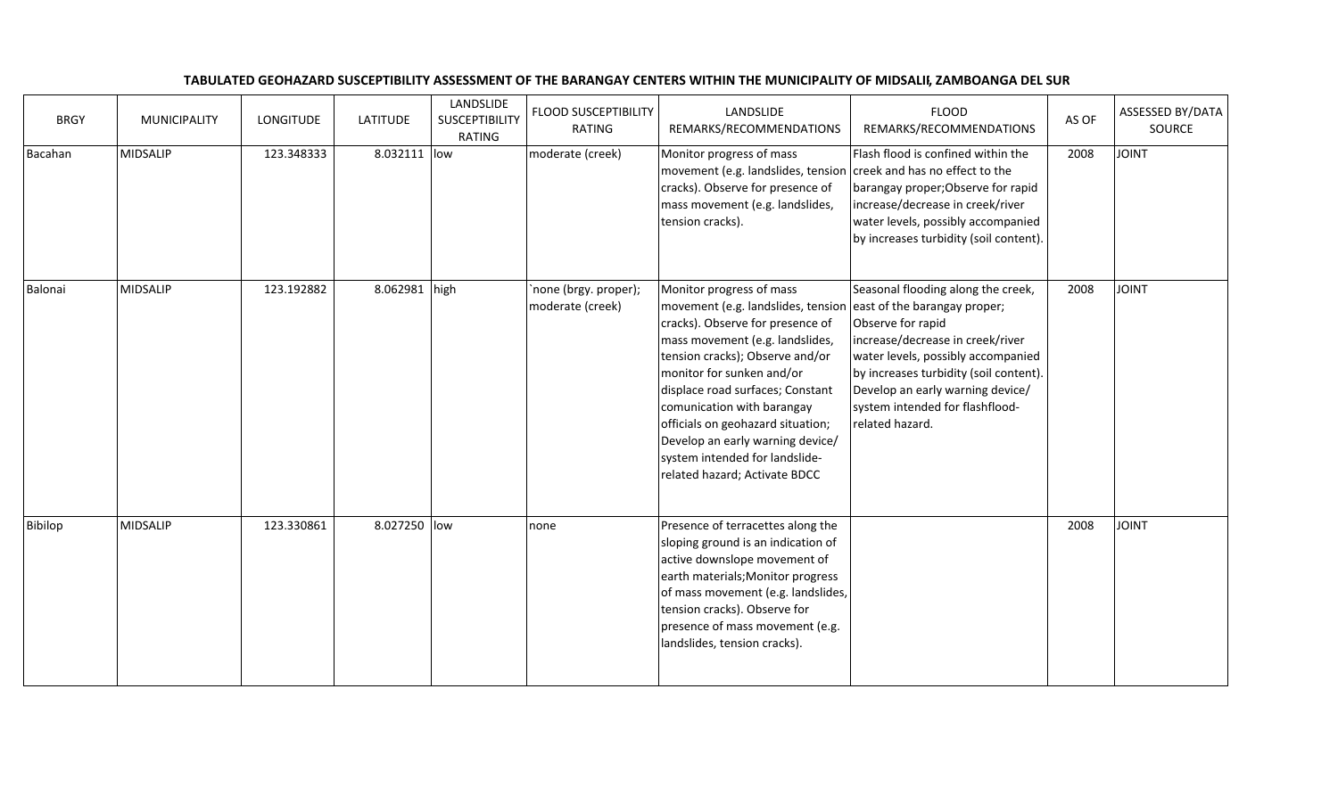**TABULATED GEOHAZARD SUSCEPTIBILITY ASSESSMENT OF THE BARANGAY CENTERS WITHIN THE MUNICIPALITY OF MIDSALII, ZAMBOANGA DEL SUR**

| BRGY | MUNICIPALITY | LONGITUDE | LATITUDE | LANDSLIDE SUSCEPTIBILITY RATING | FLOOD SUSCEPTIBILITY RATING | LANDSLIDE REMARKS/RECOMMENDATIONS | FLOOD REMARKS/RECOMMENDATIONS | AS OF | ASSESSED BY/DATA SOURCE |
|---|---|---|---|---|---|---|---|---|---|
| Bacahan | MIDSALIP | 123.348333 | 8.032111 | low | moderate (creek) | Monitor progress of mass movement (e.g. landslides, tension cracks). Observe for presence of mass movement (e.g. landslides, tension cracks). | Flash flood is confined within the creek and has no effect to the barangay proper;Observe for rapid increase/decrease in creek/river water levels, possibly accompanied by increases turbidity (soil content). | 2008 | JOINT |
| Balonai | MIDSALIP | 123.192882 | 8.062981 | high | `none (brgy. proper); moderate (creek) | Monitor progress of mass movement (e.g. landslides, tension cracks). Observe for presence of mass movement (e.g. landslides, tension cracks); Observe and/or monitor for sunken and/or displace road surfaces; Constant comunication with barangay officials on geohazard situation; Develop an early warning device/ system intended for landslide-related hazard; Activate BDCC | Seasonal flooding along the creek, east of the barangay proper; Observe for rapid increase/decrease in creek/river water levels, possibly accompanied by increases turbidity (soil content). Develop an early warning device/ system intended for flashflood-related hazard. | 2008 | JOINT |
| Bibilop | MIDSALIP | 123.330861 | 8.027250 | low | none | Presence of terracettes along the sloping ground is an indication of active downslope movement of earth materials;Monitor progress of mass movement (e.g. landslides, tension cracks). Observe for presence of mass movement (e.g. landslides, tension cracks). | | 2008 | JOINT |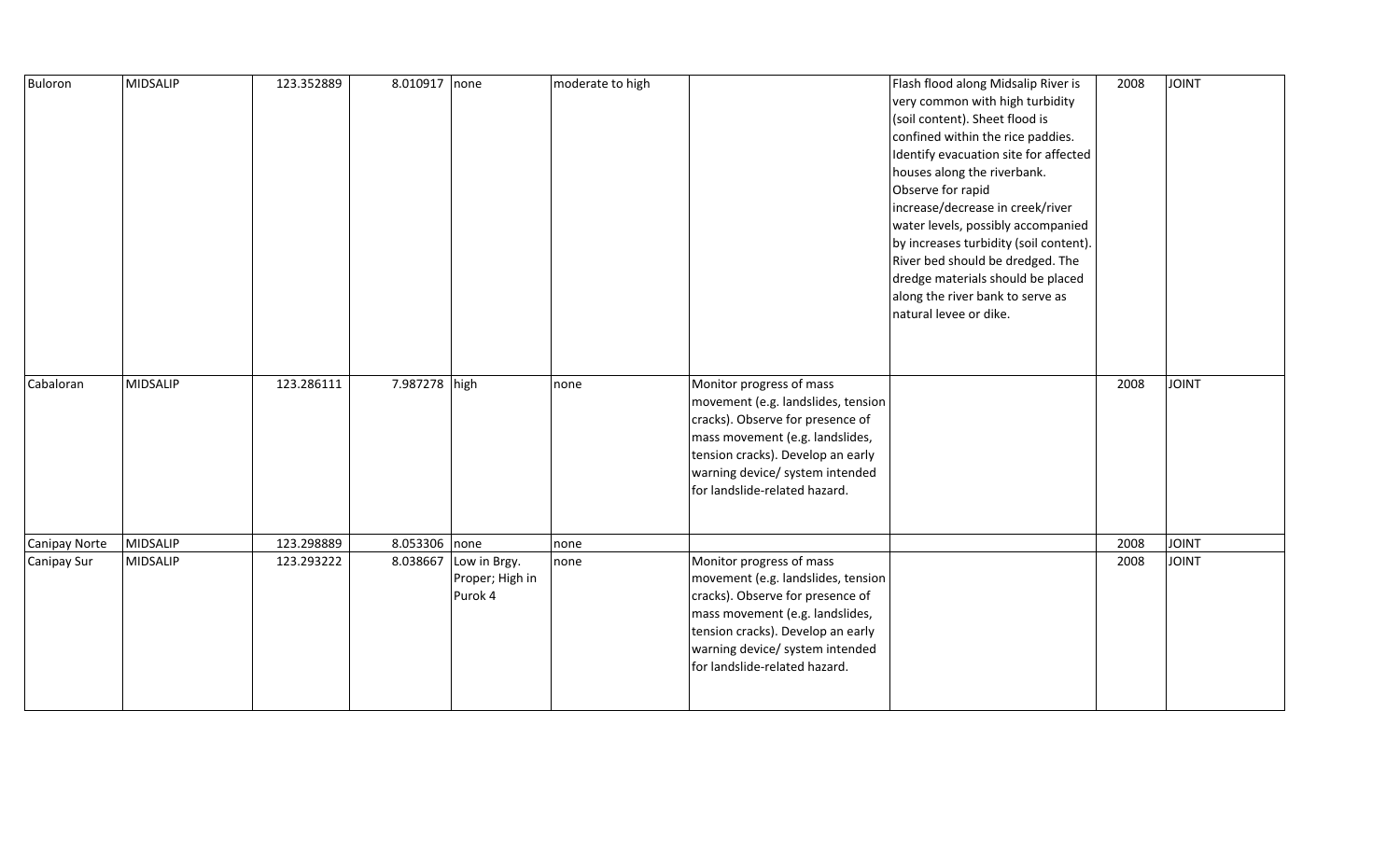| | | | | | | | | | |
|---|---|---|---|---|---|---|---|---|---|
| Buloron | MIDSALIP | 123.352889 | 8.010917 | none | moderate to high | | Flash flood along Midsalip River is very common with high turbidity (soil content). Sheet flood is confined within the rice paddies. Identify evacuation site for affected houses along the riverbank. Observe for rapid increase/decrease in creek/river water levels, possibly accompanied by increases turbidity (soil content). River bed should be dredged. The dredge materials should be placed along the river bank to serve as natural levee or dike. | 2008 | JOINT |
| Cabaloran | MIDSALIP | 123.286111 | 7.987278 | high | none | Monitor progress of mass movement (e.g. landslides, tension cracks). Observe for presence of mass movement (e.g. landslides, tension cracks). Develop an early warning device/ system intended for landslide-related hazard. | | 2008 | JOINT |
| Canipay Norte | MIDSALIP | 123.298889 | 8.053306 | none | none | | | 2008 | JOINT |
| Canipay Sur | MIDSALIP | 123.293222 | 8.038667 | Low in Brgy. Proper; High in Purok 4 | none | Monitor progress of mass movement (e.g. landslides, tension cracks). Observe for presence of mass movement (e.g. landslides, tension cracks). Develop an early warning device/ system intended for landslide-related hazard. | | 2008 | JOINT |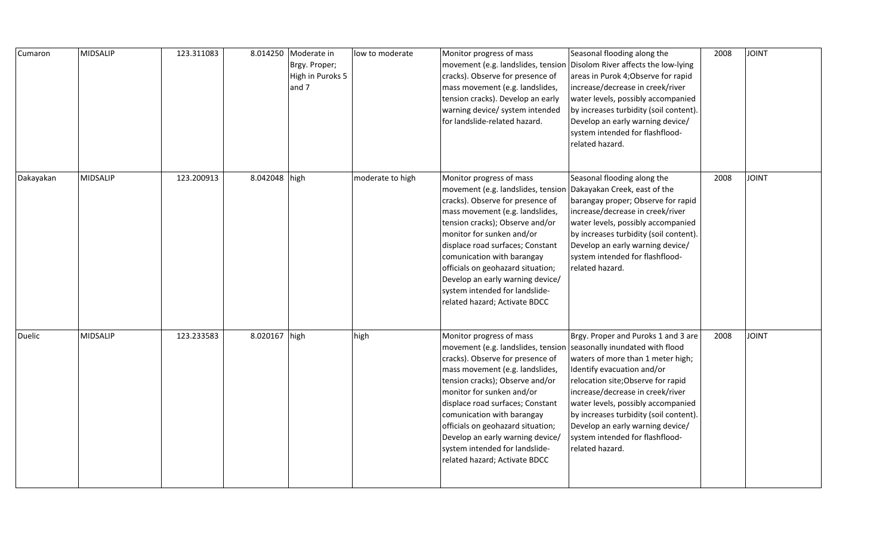| | | | | | | | | | |
|---|---|---|---|---|---|---|---|---|---|
| Cumaron | MIDSALIP | 123.311083 | 8.014250 | Moderate in Brgy. Proper; High in Puroks 5 and 7 | low to moderate | Monitor progress of mass movement (e.g. landslides, tension cracks). Observe for presence of mass movement (e.g. landslides, tension cracks). Develop an early warning device/ system intended for landslide-related hazard. | Seasonal flooding along the Disolom River affects the low-lying areas in Purok 4;Observe for rapid increase/decrease in creek/river water levels, possibly accompanied by increases turbidity (soil content). Develop an early warning device/ system intended for flashflood-related hazard. | 2008 | JOINT |
| Dakayakan | MIDSALIP | 123.200913 | 8.042048 | high | moderate to high | Monitor progress of mass movement (e.g. landslides, tension cracks). Observe for presence of mass movement (e.g. landslides, tension cracks); Observe and/or monitor for sunken and/or displace road surfaces; Constant comunication with barangay officials on geohazard situation; Develop an early warning device/ system intended for landslide-related hazard; Activate BDCC | Seasonal flooding along the Dakayakan Creek, east of the barangay proper; Observe for rapid increase/decrease in creek/river water levels, possibly accompanied by increases turbidity (soil content). Develop an early warning device/ system intended for flashflood-related hazard. | 2008 | JOINT |
| Duelic | MIDSALIP | 123.233583 | 8.020167 | high | high | Monitor progress of mass movement (e.g. landslides, tension cracks). Observe for presence of mass movement (e.g. landslides, tension cracks); Observe and/or monitor for sunken and/or displace road surfaces; Constant comunication with barangay officials on geohazard situation; Develop an early warning device/ system intended for landslide-related hazard; Activate BDCC | Brgy. Proper and Puroks 1 and 3 are seasonally inundated with flood waters of more than 1 meter high; Identify evacuation and/or relocation site;Observe for rapid increase/decrease in creek/river water levels, possibly accompanied by increases turbidity (soil content). Develop an early warning device/ system intended for flashflood-related hazard. | 2008 | JOINT |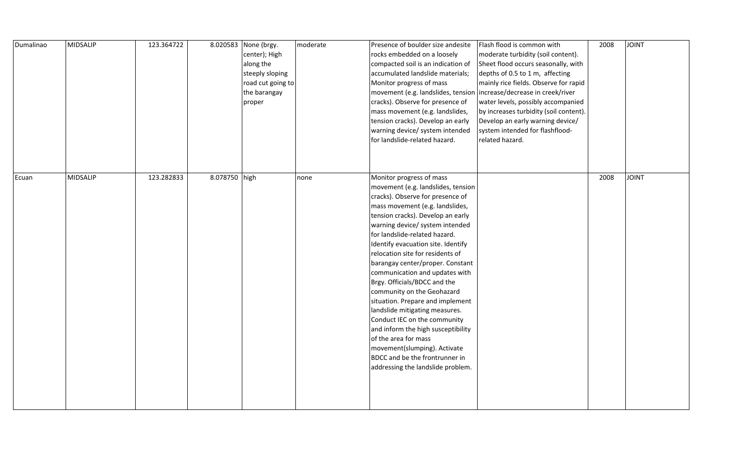| | | | | | | | | | |
|---|---|---|---|---|---|---|---|---|---|
| Dumalinao | MIDSALIP | 123.364722 | 8.020583 | None (brgy. center); High along the steeply sloping road cut going to the barangay proper | moderate | Presence of boulder size andesite rocks embedded on a loosely compacted soil is an indication of accumulated landslide materials; Monitor progress of mass movement (e.g. landslides, tension cracks). Observe for presence of mass movement (e.g. landslides, tension cracks). Develop an early warning device/ system intended for landslide-related hazard. | Flash flood is common with moderate turbidity (soil content). Sheet flood occurs seasonally, with depths of 0.5 to 1 m, affecting mainly rice fields. Observe for rapid increase/decrease in creek/river water levels, possibly accompanied by increases turbidity (soil content). Develop an early warning device/ system intended for flashflood-related hazard. | 2008 | JOINT |
| Ecuan | MIDSALIP | 123.282833 | 8.078750 | high | none | Monitor progress of mass movement (e.g. landslides, tension cracks). Observe for presence of mass movement (e.g. landslides, tension cracks). Develop an early warning device/ system intended for landslide-related hazard. Identify evacuation site. Identify relocation site for residents of barangay center/proper. Constant communication and updates with Brgy. Officials/BDCC and the community on the Geohazard situation. Prepare and implement landslide mitigating measures. Conduct IEC on the community and inform the high susceptibility of the area for mass movement(slumping). Activate BDCC and be the frontrunner in addressing the landslide problem. | | 2008 | JOINT |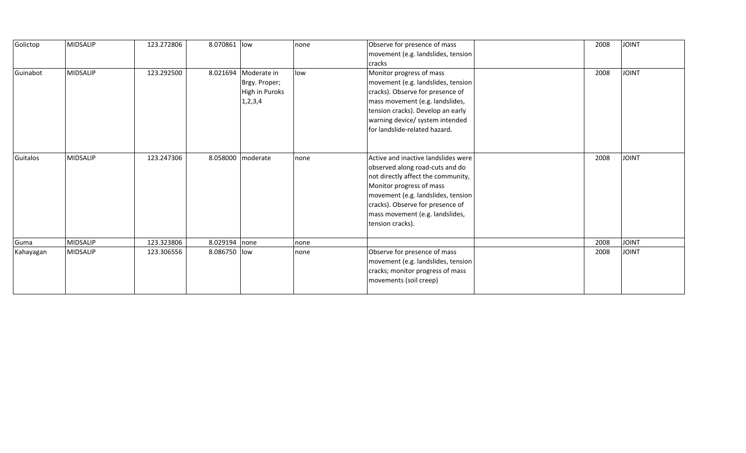| | | | | | | | | | |
|---|---|---|---|---|---|---|---|---|---|
| Golictop | MIDSALIP | 123.272806 | 8.070861 | low | none | Observe for presence of mass movement (e.g. landslides, tension cracks | | 2008 | JOINT |
| Guinabot | MIDSALIP | 123.292500 | 8.021694 | Moderate in Brgy. Proper; High in Puroks 1,2,3,4 | low | Monitor progress of mass movement (e.g. landslides, tension cracks). Observe for presence of mass movement (e.g. landslides, tension cracks). Develop an early warning device/ system intended for landslide-related hazard. | | 2008 | JOINT |
| Guitalos | MIDSALIP | 123.247306 | 8.058000 | moderate | none | Active and inactive landslides were observed along road-cuts and do not directly affect the community, Monitor progress of mass movement (e.g. landslides, tension cracks). Observe for presence of mass movement (e.g. landslides, tension cracks). | | 2008 | JOINT |
| Guma | MIDSALIP | 123.323806 | 8.029194 | none | none | | | 2008 | JOINT |
| Kahayagan | MIDSALIP | 123.306556 | 8.086750 | low | none | Observe for presence of mass movement (e.g. landslides, tension cracks; monitor progress of mass movements (soil creep) | | 2008 | JOINT |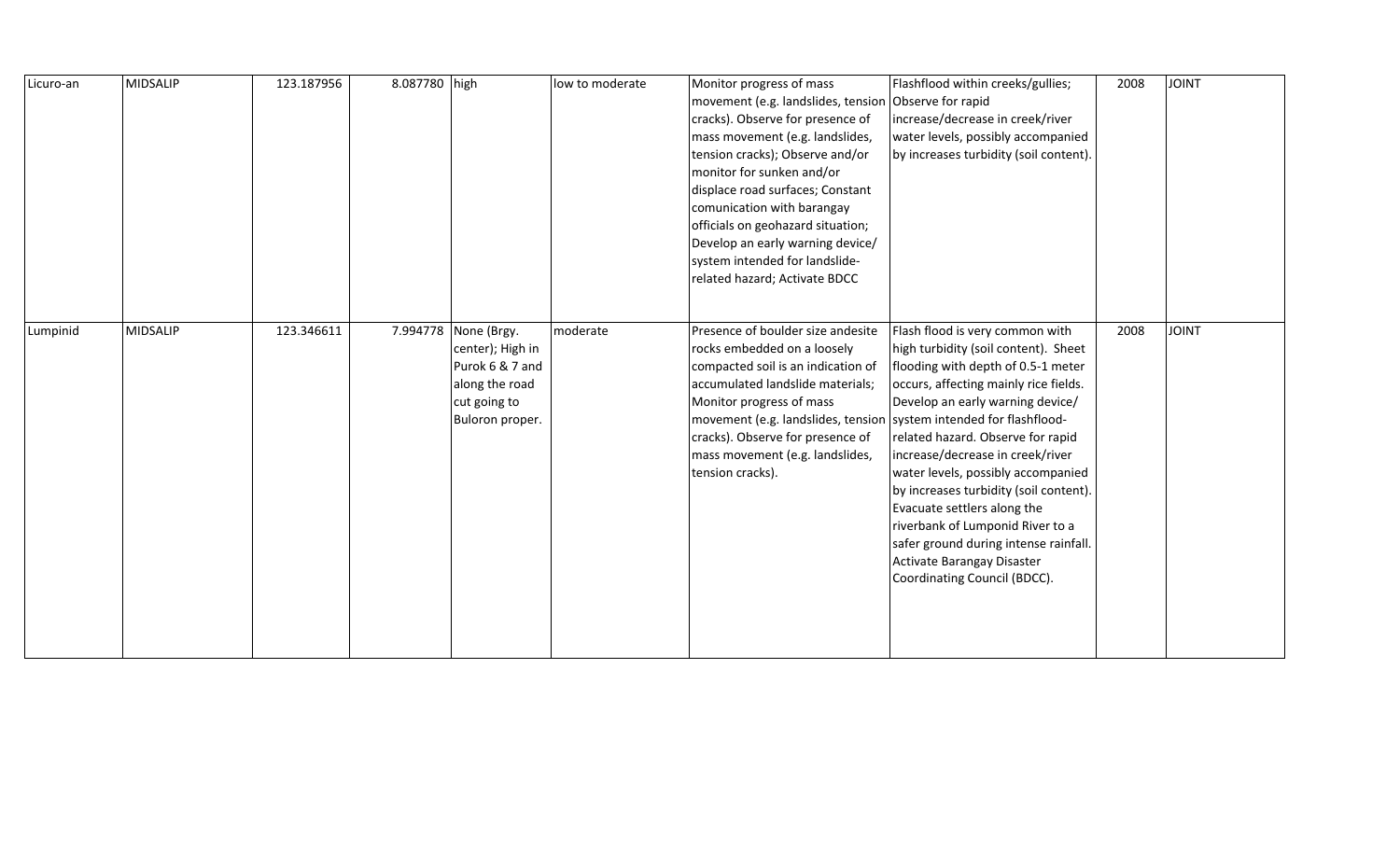| | | | | | | | | | |
|---|---|---|---|---|---|---|---|---|---|
| Licuro-an | MIDSALIP | 123.187956 | 8.087780 | high | low to moderate | Monitor progress of mass movement (e.g. landslides, tension cracks). Observe for presence of mass movement (e.g. landslides, tension cracks); Observe and/or monitor for sunken and/or displace road surfaces; Constant comunication with barangay officials on geohazard situation; Develop an early warning device/ system intended for landslide-related hazard; Activate BDCC | Flashflood within creeks/gullies; Observe for rapid increase/decrease in creek/river water levels, possibly accompanied by increases turbidity (soil content). | 2008 | JOINT |
| Lumpinid | MIDSALIP | 123.346611 | 7.994778 | None (Brgy. center); High in Purok 6 & 7 and along the road cut going to Buloron proper. | moderate | Presence of boulder size andesite rocks embedded on a loosely compacted soil is an indication of accumulated landslide materials; Monitor progress of mass movement (e.g. landslides, tension cracks). Observe for presence of mass movement (e.g. landslides, tension cracks). | Flash flood is very common with high turbidity (soil content). Sheet flooding with depth of 0.5-1 meter occurs, affecting mainly rice fields. Develop an early warning device/ system intended for flashflood-related hazard. Observe for rapid increase/decrease in creek/river water levels, possibly accompanied by increases turbidity (soil content). Evacuate settlers along the riverbank of Lumponid River to a safer ground during intense rainfall. Activate Barangay Disaster Coordinating Council (BDCC). | 2008 | JOINT |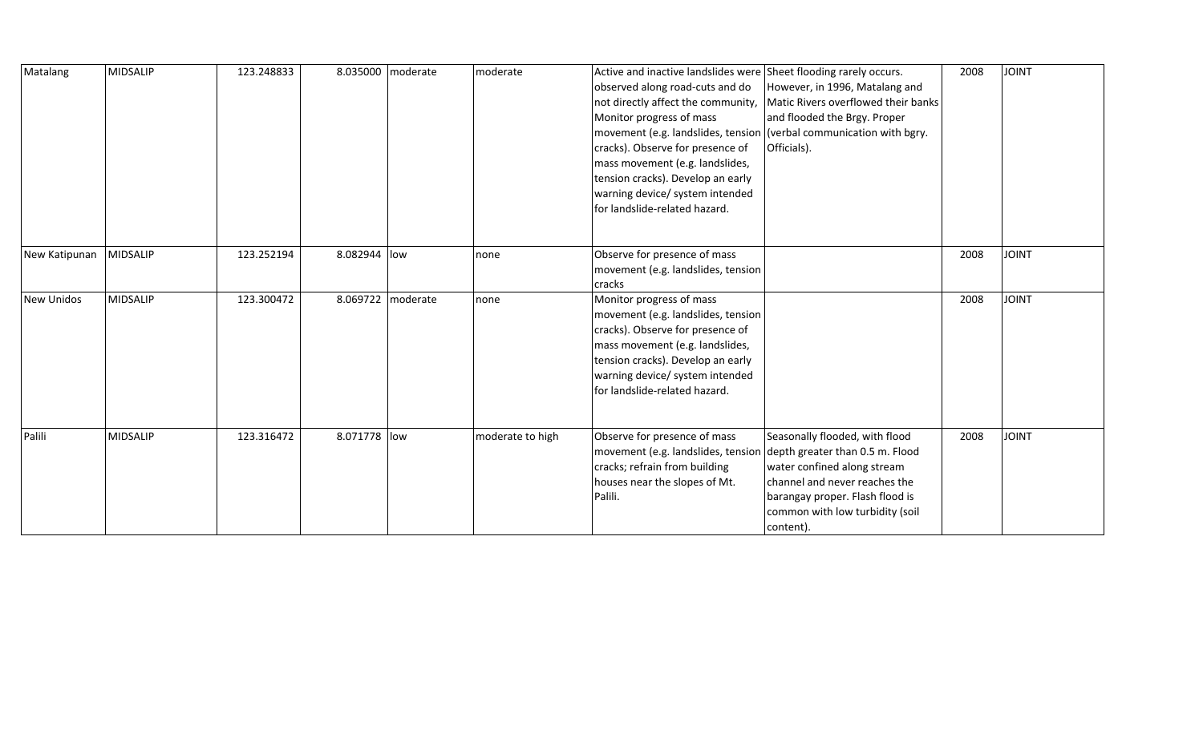| | | | | | | | | | |
|---|---|---|---|---|---|---|---|---|---|
| Matalang | MIDSALIP | 123.248833 | 8.035000 | moderate | moderate | Active and inactive landslides were observed along road-cuts and do not directly affect the community, Monitor progress of mass movement (e.g. landslides, tension cracks). Observe for presence of mass movement (e.g. landslides, tension cracks). Develop an early warning device/ system intended for landslide-related hazard. | Sheet flooding rarely occurs. However, in 1996, Matalang and Matic Rivers overflowed their banks and flooded the Brgy. Proper (verbal communication with bgry. Officials). | 2008 | JOINT |
| New Katipunan | MIDSALIP | 123.252194 | 8.082944 | low | none | Observe for presence of mass movement (e.g. landslides, tension cracks | | 2008 | JOINT |
| New Unidos | MIDSALIP | 123.300472 | 8.069722 | moderate | none | Monitor progress of mass movement (e.g. landslides, tension cracks). Observe for presence of mass movement (e.g. landslides, tension cracks). Develop an early warning device/ system intended for landslide-related hazard. | | 2008 | JOINT |
| Palili | MIDSALIP | 123.316472 | 8.071778 | low | moderate to high | Observe for presence of mass movement (e.g. landslides, tension cracks; refrain from building houses near the slopes of Mt. Palili. | Seasonally flooded, with flood depth greater than 0.5 m. Flood water confined along stream channel and never reaches the barangay proper. Flash flood is common with low turbidity (soil content). | 2008 | JOINT |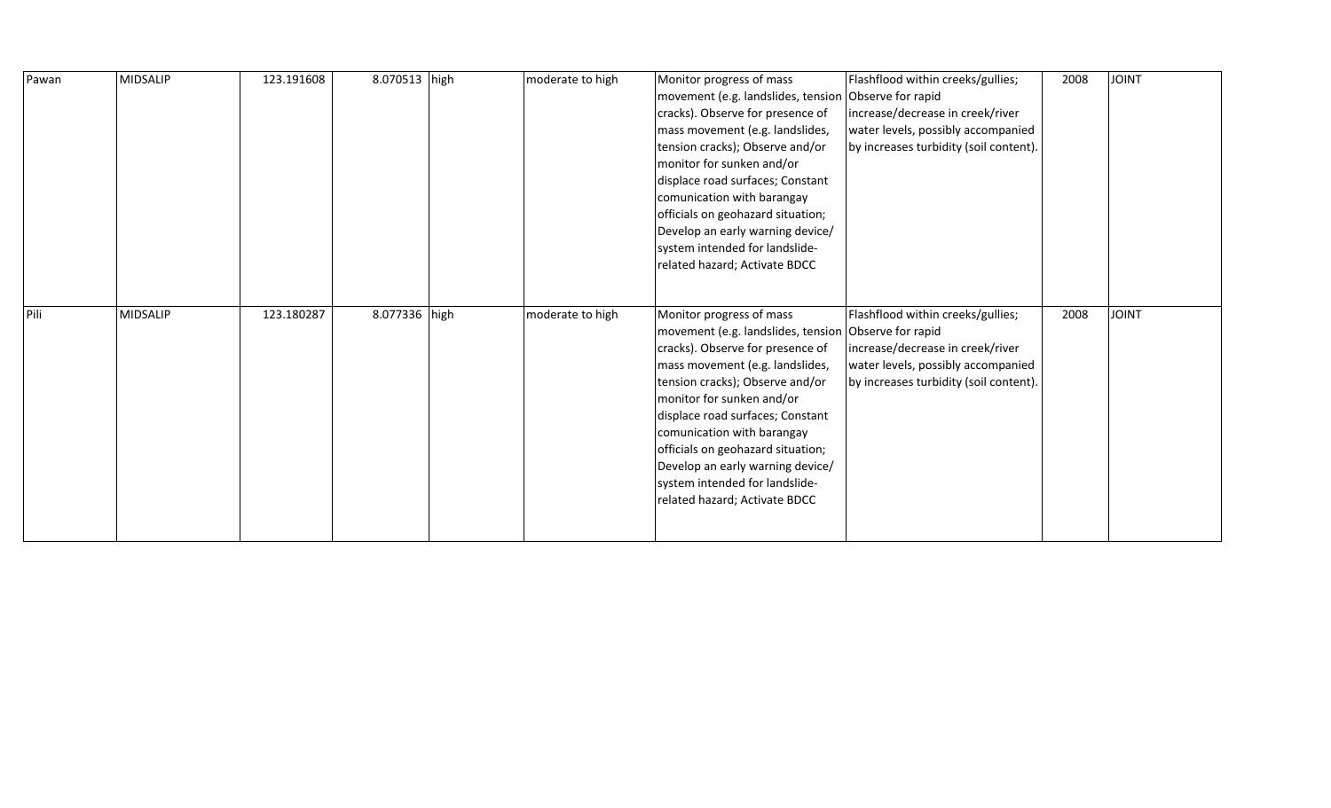| | | | | | | | | | |
|---|---|---|---|---|---|---|---|---|---|
| Pawan | MIDSALIP | 123.191608 | 8.070513 | high | moderate to high | Monitor progress of mass movement (e.g. landslides, tension cracks). Observe for presence of mass movement (e.g. landslides, tension cracks); Observe and/or monitor for sunken and/or displace road surfaces; Constant comunication with barangay officials on geohazard situation; Develop an early warning device/ system intended for landslide-related hazard; Activate BDCC | Flashflood within creeks/gullies; Observe for rapid increase/decrease in creek/river water levels, possibly accompanied by increases turbidity (soil content). | 2008 | JOINT |
| Pili | MIDSALIP | 123.180287 | 8.077336 | high | moderate to high | Monitor progress of mass movement (e.g. landslides, tension cracks). Observe for presence of mass movement (e.g. landslides, tension cracks); Observe and/or monitor for sunken and/or displace road surfaces; Constant comunication with barangay officials on geohazard situation; Develop an early warning device/ system intended for landslide-related hazard; Activate BDCC | Flashflood within creeks/gullies; Observe for rapid increase/decrease in creek/river water levels, possibly accompanied by increases turbidity (soil content). | 2008 | JOINT |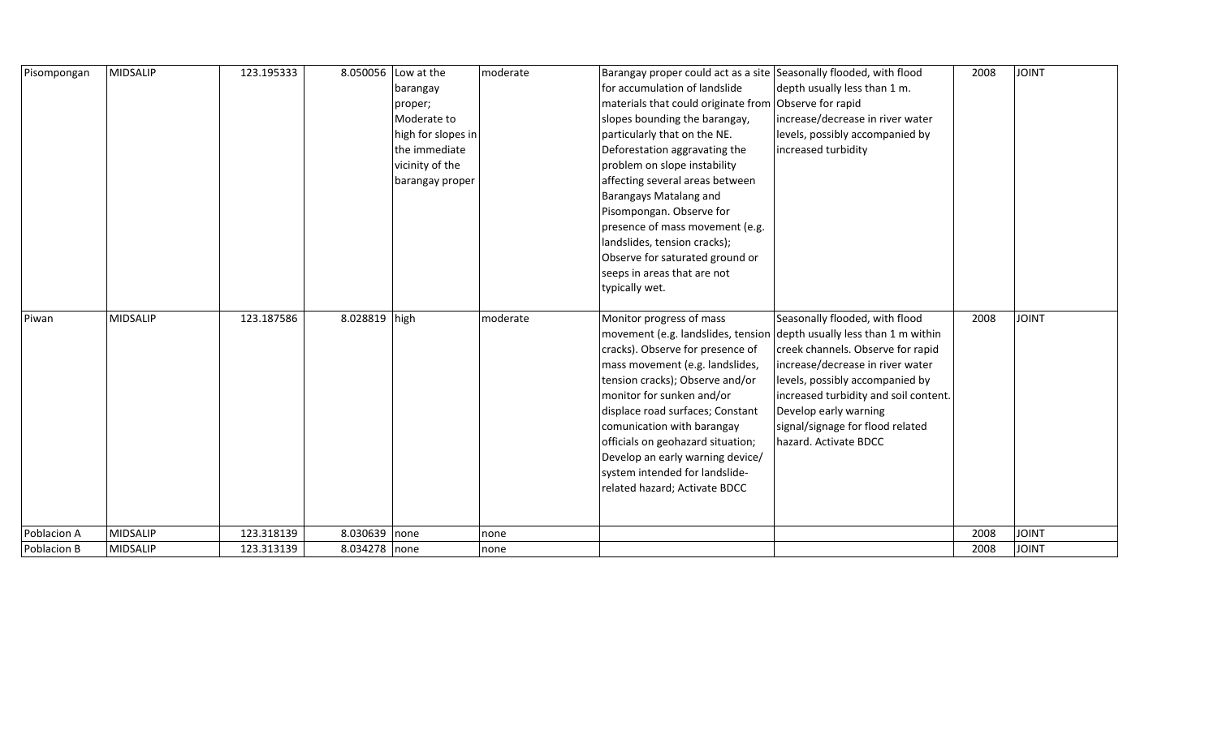| | | | | | | | | | |
|---|---|---|---|---|---|---|---|---|---|
| Pisompongan | MIDSALIP | 123.195333 | 8.050056 | Low at the barangay proper; Moderate to high for slopes in the immediate vicinity of the barangay proper | moderate | Barangay proper could act as a site for accumulation of landslide materials that could originate from slopes bounding the barangay, particularly that on the NE. Deforestation aggravating the problem on slope instability affecting several areas between Barangays Matalang and Pisompongan. Observe for presence of mass movement (e.g. landslides, tension cracks); Observe for saturated ground or seeps in areas that are not typically wet. | Seasonally flooded, with flood depth usually less than 1 m. Observe for rapid increase/decrease in river water levels, possibly accompanied by increased turbidity | 2008 | JOINT |
| Piwan | MIDSALIP | 123.187586 | 8.028819 | high | moderate | Monitor progress of mass movement (e.g. landslides, tension cracks). Observe for presence of mass movement (e.g. landslides, tension cracks); Observe and/or monitor for sunken and/or displace road surfaces; Constant comunication with barangay officials on geohazard situation; Develop an early warning device/ system intended for landslide-related hazard; Activate BDCC | Seasonally flooded, with flood depth usually less than 1 m within creek channels. Observe for rapid increase/decrease in river water levels, possibly accompanied by increased turbidity and soil content. Develop early warning signal/signage for flood related hazard. Activate BDCC | 2008 | JOINT |
| Poblacion A | MIDSALIP | 123.318139 | 8.030639 | none | none | | | 2008 | JOINT |
| Poblacion B | MIDSALIP | 123.313139 | 8.034278 | none | none | | | 2008 | JOINT |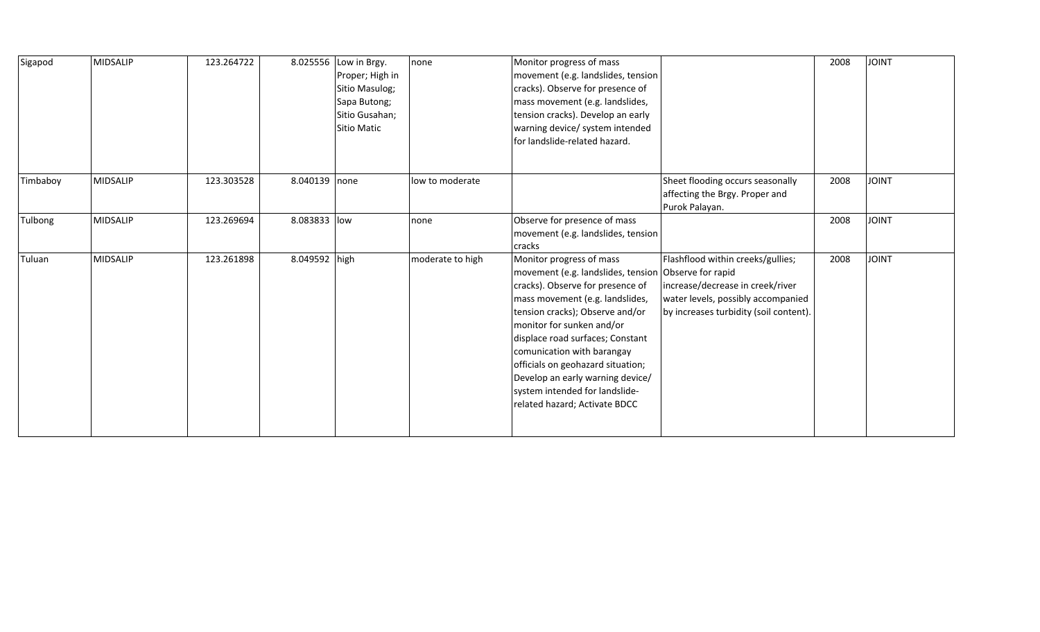| | | | | | | | | | |
|---|---|---|---|---|---|---|---|---|---|
| Sigapod | MIDSALIP | 123.264722 | 8.025556 | Low in Brgy. Proper; High in Sitio Masulog; Sapa Butong; Sitio Gusahan; Sitio Matic | none | Monitor progress of mass movement (e.g. landslides, tension cracks). Observe for presence of mass movement (e.g. landslides, tension cracks). Develop an early warning device/ system intended for landslide-related hazard. | | 2008 | JOINT |
| Timbaboy | MIDSALIP | 123.303528 | 8.040139 | none | low to moderate | | Sheet flooding occurs seasonally affecting the Brgy. Proper and Purok Palayan. | 2008 | JOINT |
| Tulbong | MIDSALIP | 123.269694 | 8.083833 | low | none | Observe for presence of mass movement (e.g. landslides, tension cracks | | 2008 | JOINT |
| Tuluan | MIDSALIP | 123.261898 | 8.049592 | high | moderate to high | Monitor progress of mass movement (e.g. landslides, tension cracks). Observe for presence of mass movement (e.g. landslides, tension cracks); Observe and/or monitor for sunken and/or displace road surfaces; Constant comunication with barangay officials on geohazard situation; Develop an early warning device/ system intended for landslide-related hazard; Activate BDCC | Flashflood within creeks/gullies; Observe for rapid increase/decrease in creek/river water levels, possibly accompanied by increases turbidity (soil content). | 2008 | JOINT |